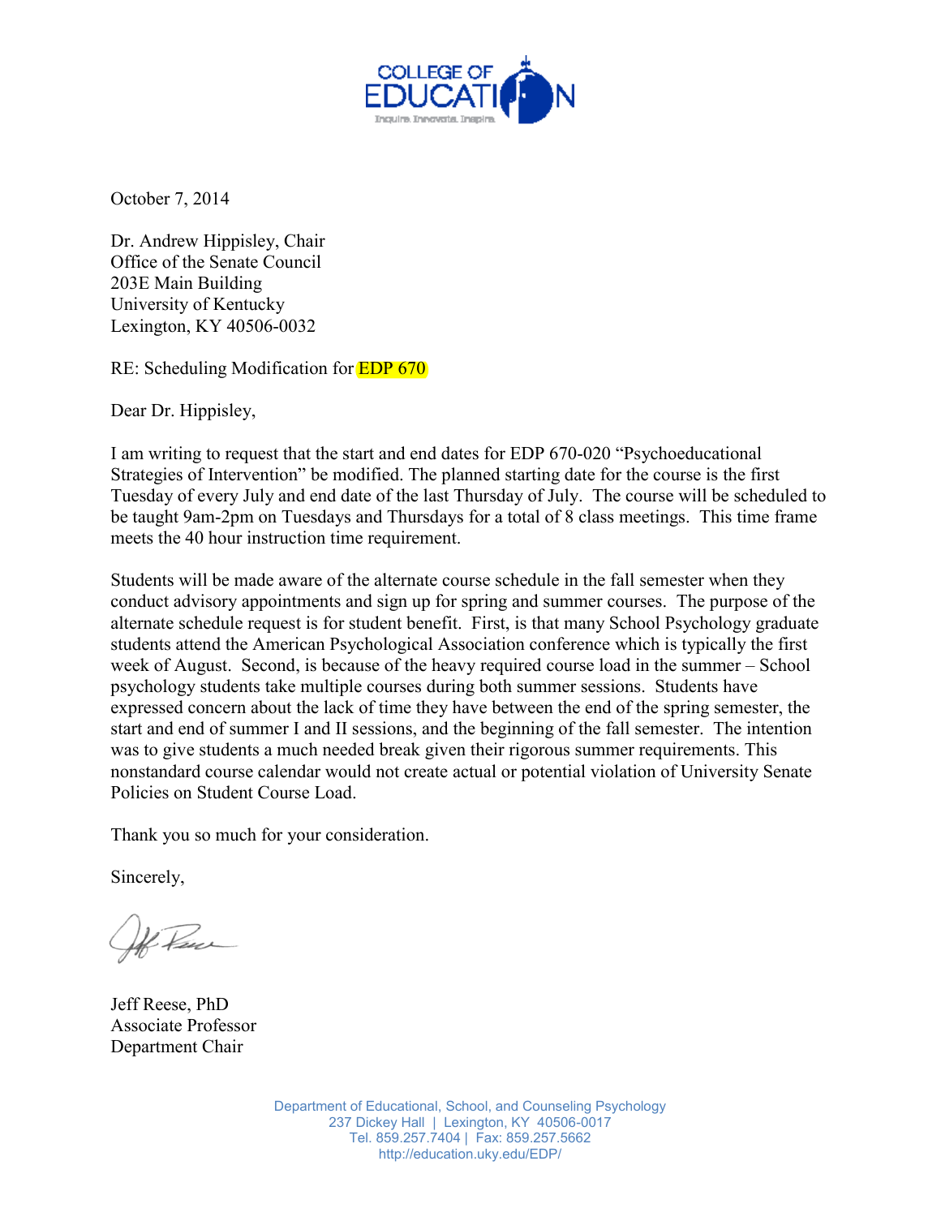COLLEGE OF EDUCATION

Inquire. Innovate. Inspire.

October 7, 2014

Dr. Andrew Hippisley, Chair
Office of the Senate Council
203E Main Building
University of Kentucky
Lexington, KY 40506-0032

RE: Scheduling Modification for EDP 670

Dear Dr. Hippisley,

I am writing to request that the start and end dates for EDP 670-020 "Psychoeducational Strategies of Intervention" be modified. The planned starting date for the course is the first Tuesday of every July and end date of the last Thursday of July. The course will be scheduled to be taught 9am-2pm on Tuesdays and Thursdays for a total of 8 class meetings. This time frame meets the 40 hour instruction time requirement.

Students will be made aware of the alternate course schedule in the fall semester when they conduct advisory appointments and sign up for spring and summer courses. The purpose of the alternate schedule request is for student benefit. First, is that many School Psychology graduate students attend the American Psychological Association conference which is typically the first week of August. Second, is because of the heavy required course load in the summer – School psychology students take multiple courses during both summer sessions. Students have expressed concern about the lack of time they have between the end of the spring semester, the start and end of summer I and II sessions, and the beginning of the fall semester. The intention was to give students a much needed break given their rigorous summer requirements. This nonstandard course calendar would not create actual or potential violation of University Senate Policies on Student Course Load.

Thank you so much for your consideration.

Sincerely,

Jeff Reese, PhD
Associate Professor
Department Chair

Department of Educational, School, and Counseling Psychology
237 Dickey Hall | Lexington, KY 40506-0017
Tel. 859.257.7404 | Fax: 859.257.5662
http://education.uky.edu/EDP/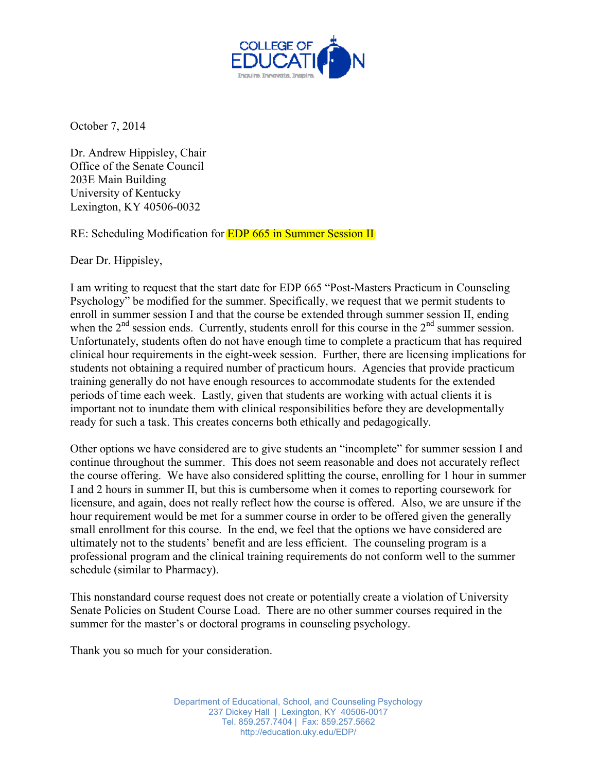October 7, 2014

Dr. Andrew Hippisley, Chair
Office of the Senate Council
203E Main Building
University of Kentucky
Lexington, KY 40506-0032

RE: Scheduling Modification for EDP 665 in Summer Session II

Dear Dr. Hippisley,

I am writing to request that the start date for EDP 665 "Post-Masters Practicum in Counseling Psychology" be modified for the summer. Specifically, we request that we permit students to enroll in summer session I and that the course be extended through summer session II, ending when the 2nd session ends. Currently, students enroll for this course in the 2nd summer session. Unfortunately, students often do not have enough time to complete a practicum that has required clinical hour requirements in the eight-week session. Further, there are licensing implications for students not obtaining a required number of practicum hours. Agencies that provide practicum training generally do not have enough resources to accommodate students for the extended periods of time each week. Lastly, given that students are working with actual clients it is important not to inundate them with clinical responsibilities before they are developmentally ready for such a task. This creates concerns both ethically and pedagogically.

Other options we have considered are to give students an "incomplete" for summer session I and continue throughout the summer. This does not seem reasonable and does not accurately reflect the course offering. We have also considered splitting the course, enrolling for 1 hour in summer I and 2 hours in summer II, but this is cumbersome when it comes to reporting coursework for licensure, and again, does not really reflect how the course is offered. Also, we are unsure if the hour requirement would be met for a summer course in order to be offered given the generally small enrollment for this course. In the end, we feel that the options we have considered are ultimately not to the students' benefit and are less efficient. The counseling program is a professional program and the clinical training requirements do not conform well to the summer schedule (similar to Pharmacy).

This nonstandard course request does not create or potentially create a violation of University Senate Policies on Student Course Load. There are no other summer courses required in the summer for the master's or doctoral programs in counseling psychology.

Thank you so much for your consideration.

Department of Educational, School, and Counseling Psychology
237 Dickey Hall | Lexington, KY 40506-0017
Tel. 859.257.7404 | Fax: 859.257.5662
http://education.uky.edu/EDP/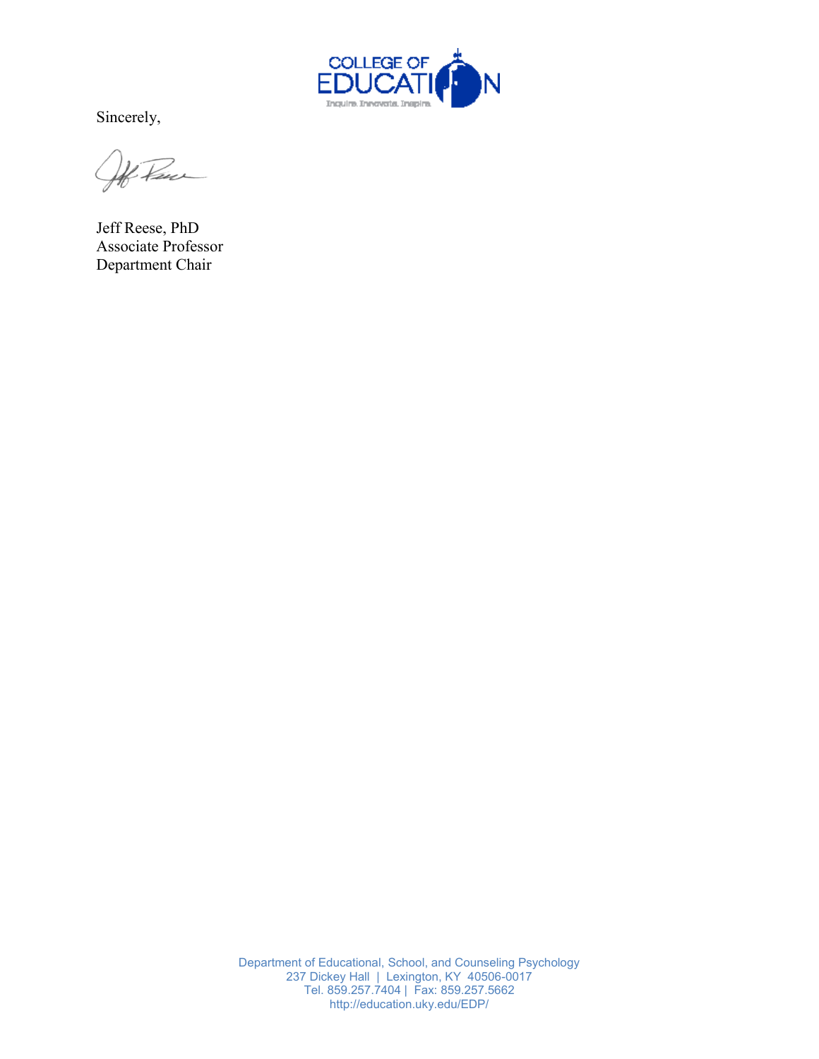COLLEGE OF EDUCATION

Inquire. Innovate. Inspire.

Sincerely,

Jeff Reese, PhD
Associate Professor
Department Chair

Department of Educational, School, and Counseling Psychology
237 Dickey Hall | Lexington, KY 40506-0017
Tel. 859.257.7404 | Fax: 859.257.5662
http://education.uky.edu/EDP/